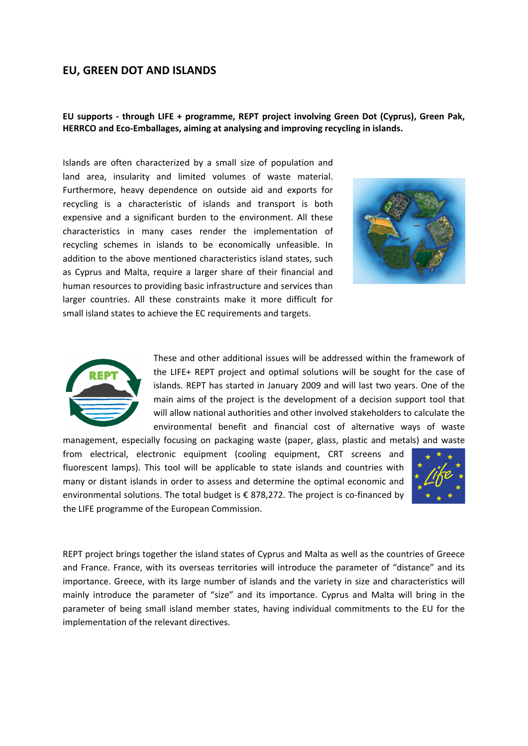## EU, GREEN DOT AND ISLANDS

**EU supports - through LIFE + programme, REPT project involving Green Dot (Cyprus), Green Pak, HERRCO and Eco-Emballages, aiming at analysing and improving recycling in islands.**

Islands are often characterized by a small size of population and land area, insularity and limited volumes of waste material. Furthermore, heavy dependence on outside aid and exports for recycling is a characteristic of islands and transport is both expensive and a significant burden to the environment. All these characteristics in many cases render the implementation of recycling schemes in islands to be economically unfeasible. In addition to the above mentioned characteristics island states, such as Cyprus and Malta, require a larger share of their financial and human resources to providing basic infrastructure and services than larger countries. All these constraints make it more difficult for small island states to achieve the EC requirements and targets.

These and other additional issues will be addressed within the framework of the LIFE+ REPT project and optimal solutions will be sought for the case of islands. REPT has started in January 2009 and will last two years. One of the main aims of the project is the development of a decision support tool that will allow national authorities and other involved stakeholders to calculate the environmental benefit and financial cost of alternative ways of waste management, especially focusing on packaging waste (paper, glass, plastic and metals) and waste from electrical, electronic equipment (cooling equipment, CRT screens and fluorescent lamps). This tool will be applicable to state islands and countries with many or distant islands in order to assess and determine the optimal economic and environmental solutions. The total budget is € 878,272. The project is co-financed by the LIFE programme of the European Commission.

REPT project brings together the island states of Cyprus and Malta as well as the countries of Greece and France. France, with its overseas territories will introduce the parameter of "distance" and its importance. Greece, with its large number of islands and the variety in size and characteristics will mainly introduce the parameter of "size" and its importance. Cyprus and Malta will bring in the parameter of being small island member states, having individual commitments to the EU for the implementation of the relevant directives.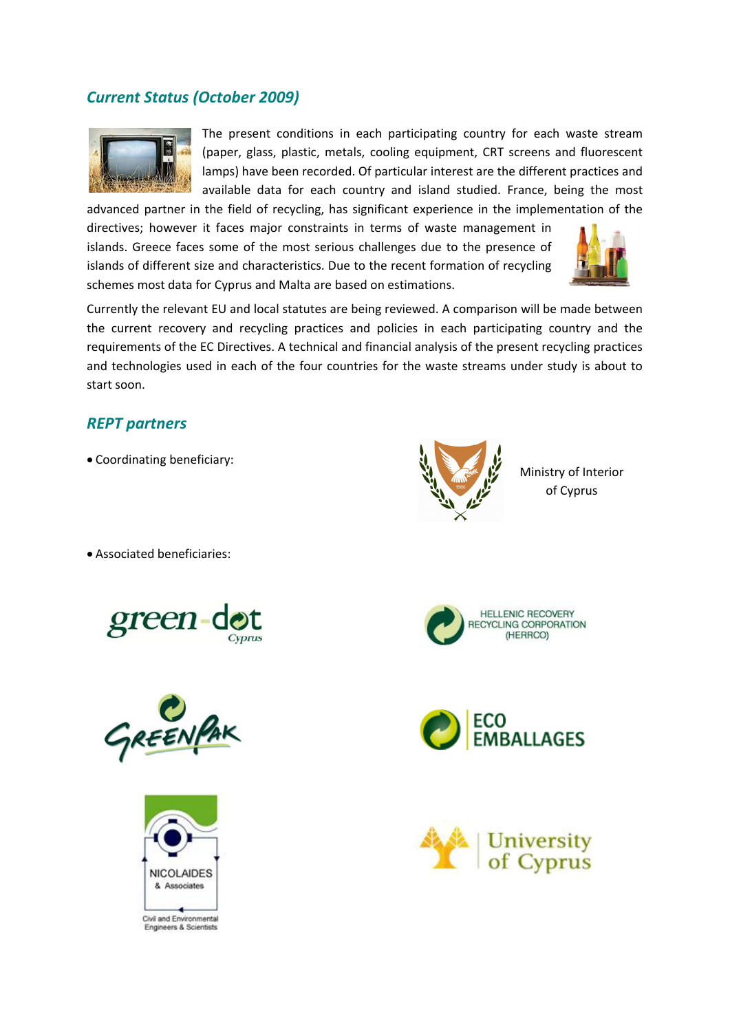## *Current Status (October 2009)*

The present conditions in each participating country for each waste stream (paper, glass, plastic, metals, cooling equipment, CRT screens and fluorescent lamps) have been recorded. Of particular interest are the different practices and available data for each country and island studied. France, being the most advanced partner in the field of recycling, has significant experience in the implementation of the directives; however it faces major constraints in terms of waste management in islands. Greece faces some of the most serious challenges due to the presence of islands of different size and characteristics. Due to the recent formation of recycling schemes most data for Cyprus and Malta are based on estimations.

Currently the relevant EU and local statutes are being reviewed. A comparison will be made between the current recovery and recycling practices and policies in each participating country and the requirements of the EC Directives. A technical and financial analysis of the present recycling practices and technologies used in each of the four countries for the waste streams under study is about to start soon.

## *REPT partners*

- Coordinating beneficiary:

Ministry of Interior of Cyprus

- Associated beneficiaries:

green-dot Cyprus

HELLENIC RECOVERY RECYCLING CORPORATION (HERRCO)

GREENPAK

ECO EMBALLAGES

NICOLAIDES & Associates
Civil and Environmental Engineers & Scientists

University of Cyprus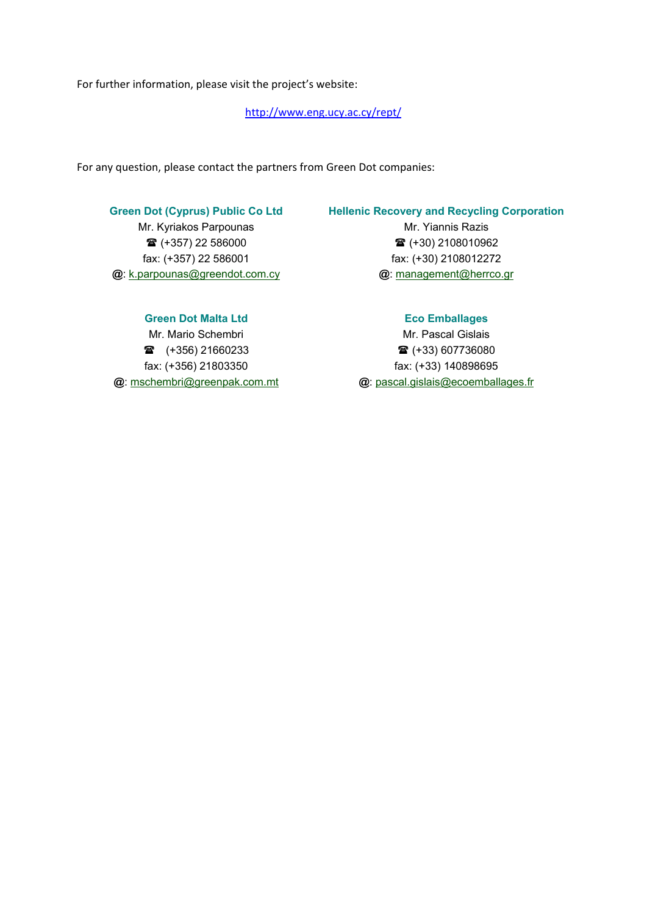For further information, please visit the project's website:

http://www.eng.ucy.ac.cy/rept/

For any question, please contact the partners from Green Dot companies:

**Green Dot (Cyprus) Public Co Ltd**
Mr. Kyriakos Parpounas
☎ (+357) 22 586000
fax: (+357) 22 586001
**@**: k.parpounas@greendot.com.cy

**Hellenic Recovery and Recycling Corporation**
Mr. Yiannis Razis
☎ (+30) 2108010962
fax: (+30) 2108012272
**@**: management@herrco.gr

**Green Dot Malta Ltd**
Mr. Mario Schembri
☎ (+356) 21660233
fax: (+356) 21803350
**@**: mschembri@greenpak.com.mt

**Eco Emballages**
Mr. Pascal Gislais
☎ (+33) 607736080
fax: (+33) 140898695
**@**: pascal.gislais@ecoemballages.fr